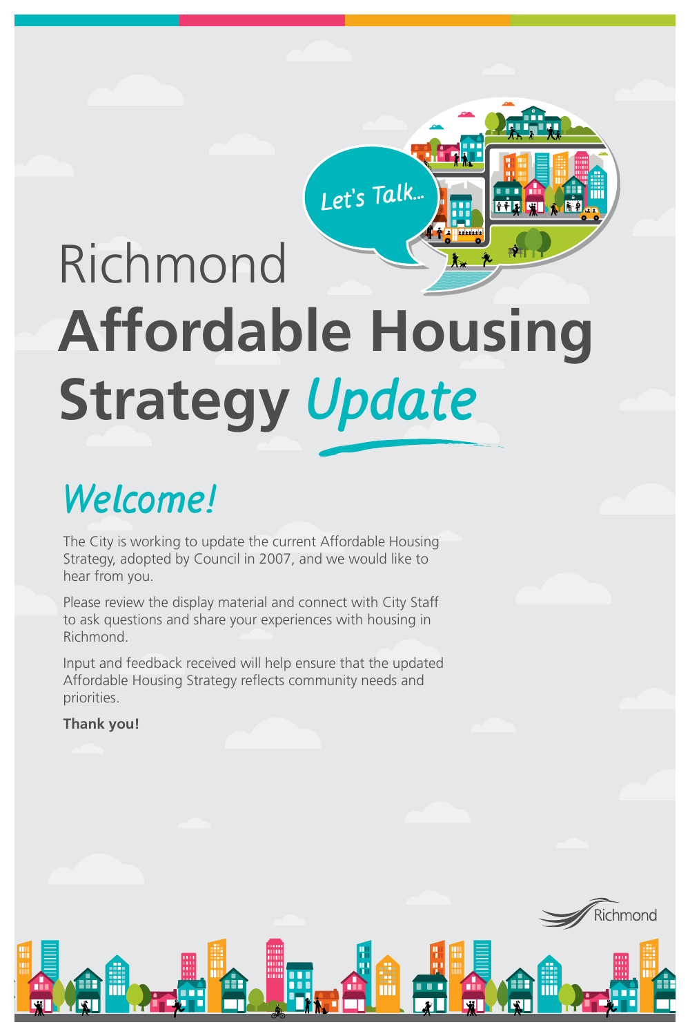Let's Talk...

# Richmond Affordable Housing Strategy *Update*

## *Welcome!*

The City is working to update the current Affordable Housing Strategy, adopted by Council in 2007, and we would like to hear from you.

Please review the display material and connect with City Staff to ask questions and share your experiences with housing in Richmond.

Input and feedback received will help ensure that the updated Affordable Housing Strategy reflects community needs and priorities.

**Thank you!**

Richmond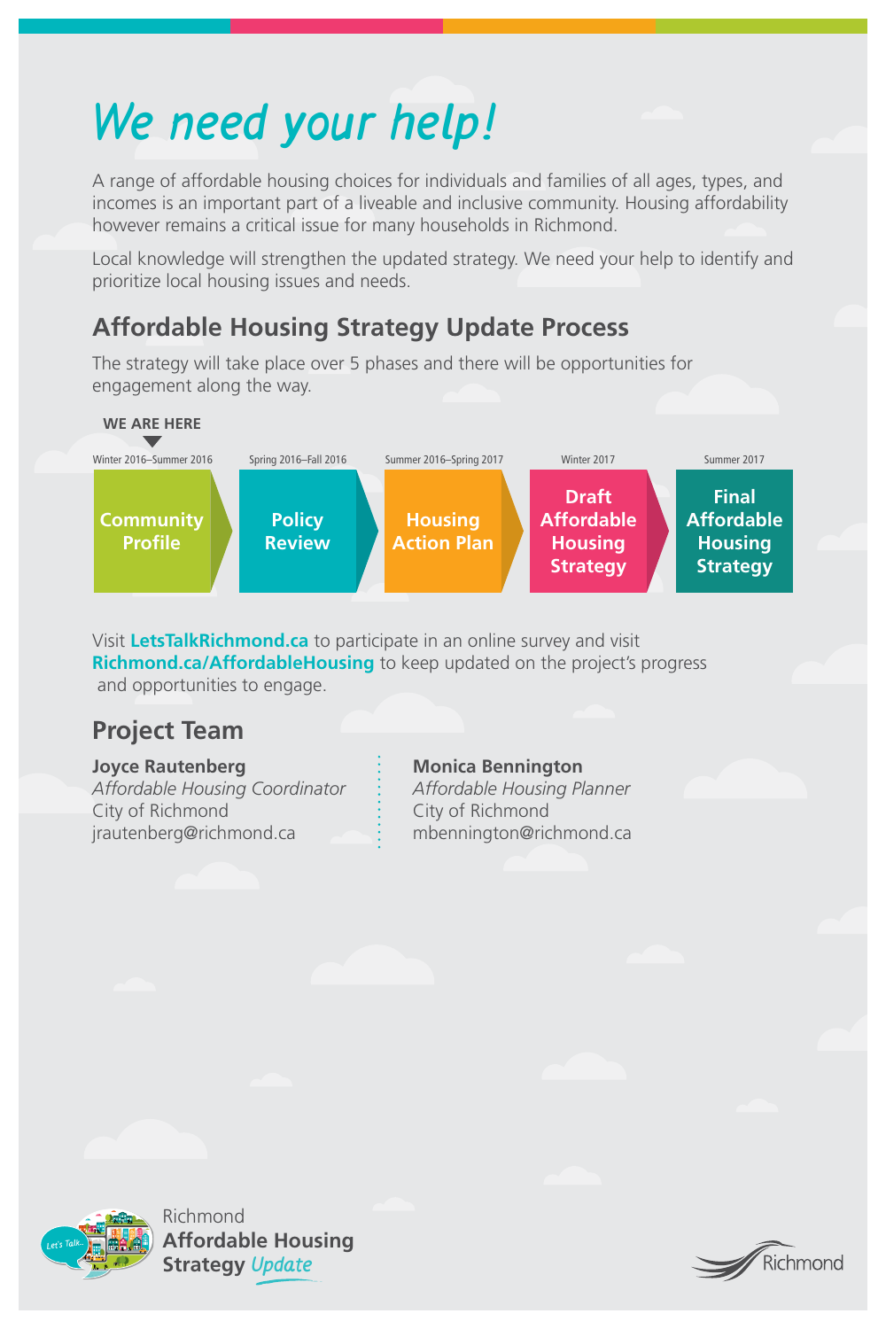# *We need your help!*

A range of affordable housing choices for individuals and families of all ages, types, and incomes is an important part of a liveable and inclusive community. Housing affordability however remains a critical issue for many households in Richmond.

Local knowledge will strengthen the updated strategy. We need your help to identify and prioritize local housing issues and needs.

## Affordable Housing Strategy Update Process

The strategy will take place over 5 phases and there will be opportunities for engagement along the way.

**WE ARE HERE**

| Winter 2016–Summer 2016 | Spring 2016–Fall 2016 | Summer 2016–Spring 2017 | Winter 2017 | Summer 2017 |
|---|---|---|---|---|
| **Community Profile** | **Policy Review** | **Housing Action Plan** | **Draft Affordable Housing Strategy** | **Final Affordable Housing Strategy** |

Visit **LetsTalkRichmond.ca** to participate in an online survey and visit **Richmond.ca/AffordableHousing** to keep updated on the project's progress and opportunities to engage.

## Project Team

**Joyce Rautenberg**
*Affordable Housing Coordinator*
City of Richmond
jrautenberg@richmond.ca

**Monica Bennington**
*Affordable Housing Planner*
City of Richmond
mbennington@richmond.ca

Richmond
**Affordable Housing Strategy** *Update*

Richmond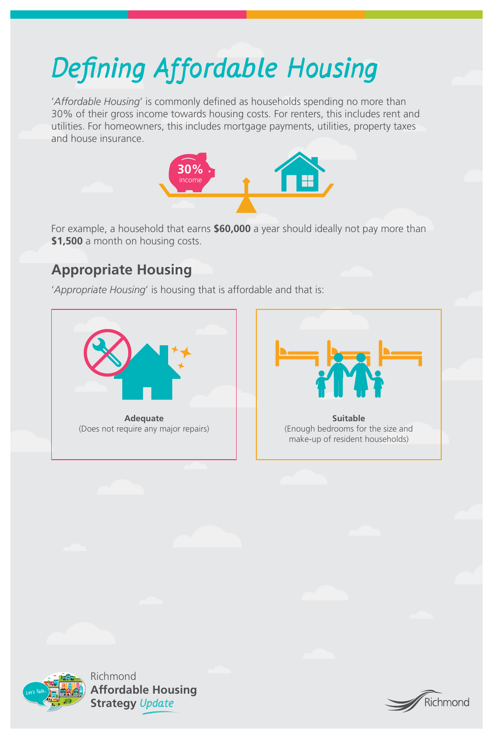# *Defining Affordable Housing*

'*Affordable Housing*' is commonly defined as households spending no more than 30% of their gross income towards housing costs. For renters, this includes rent and utilities. For homeowners, this includes mortgage payments, utilities, property taxes and house insurance.

30% income

For example, a household that earns **$60,000** a year should ideally not pay more than **$1,500** a month on housing costs.

## Appropriate Housing

'*Appropriate Housing*' is housing that is affordable and that is:

**Adequate**
(Does not require any major repairs)

**Suitable**
(Enough bedrooms for the size and make-up of resident households)

Richmond
**Affordable Housing Strategy** *Update*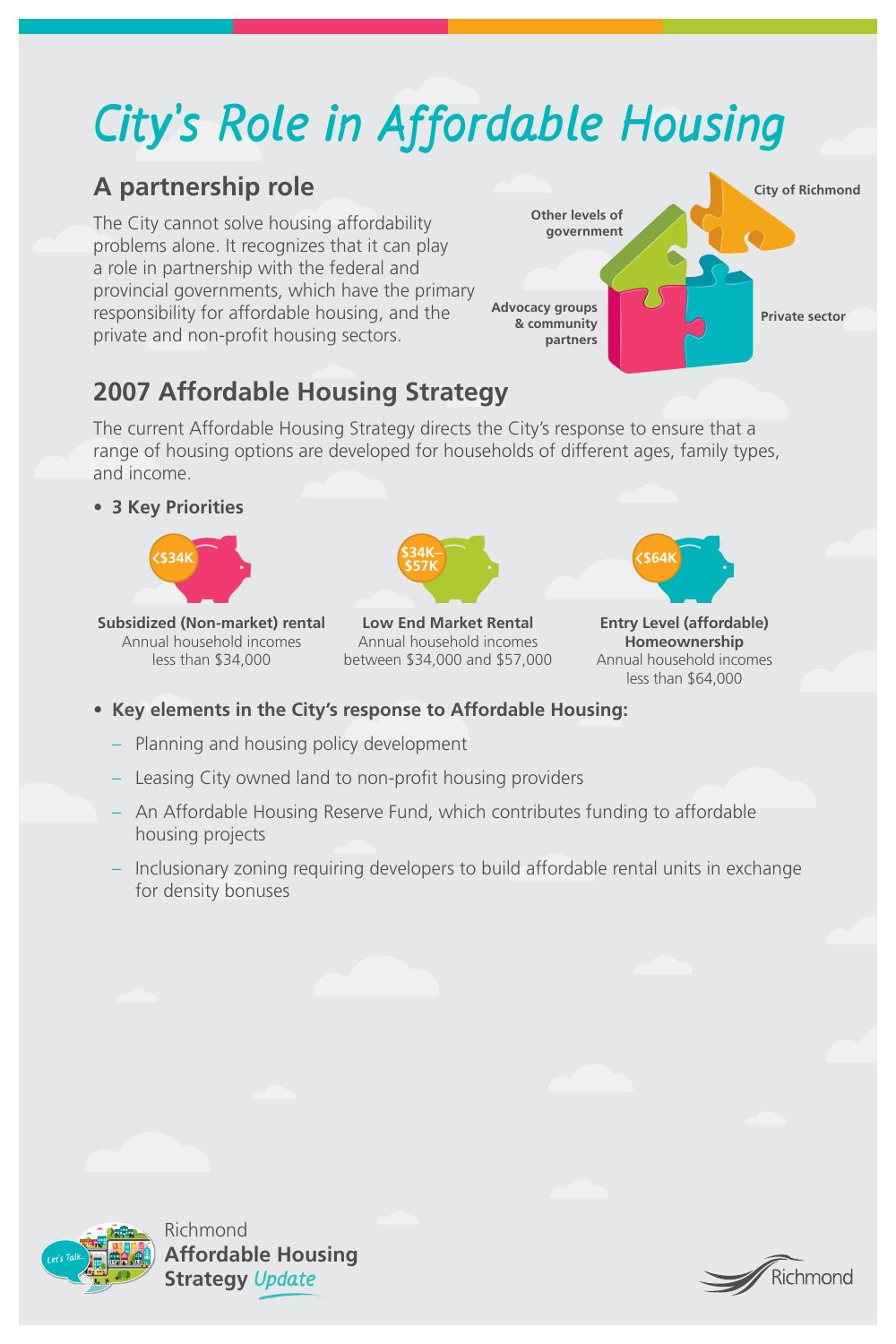# *City's Role in Affordable Housing*

## A partnership role

The City cannot solve housing affordability problems alone. It recognizes that it can play a role in partnership with the federal and provincial governments, which have the primary responsibility for affordable housing, and the private and non-profit housing sectors.

Other levels of government

City of Richmond

Advocacy groups & community partners

Private sector

## 2007 Affordable Housing Strategy

The current Affordable Housing Strategy directs the City's response to ensure that a range of housing options are developed for households of different ages, family types, and income.

- **3 Key Priorities**

<$34K

**Subsidized (Non-market) rental**
Annual household incomes less than $34,000

$34K–$57K

**Low End Market Rental**
Annual household incomes between $34,000 and $57,000

<$64K

**Entry Level (affordable) Homeownership**
Annual household incomes less than $64,000

- **Key elements in the City's response to Affordable Housing:**
  - Planning and housing policy development
  - Leasing City owned land to non-profit housing providers
  - An Affordable Housing Reserve Fund, which contributes funding to affordable housing projects
  - Inclusionary zoning requiring developers to build affordable rental units in exchange for density bonuses

Richmond **Affordable Housing Strategy** *Update*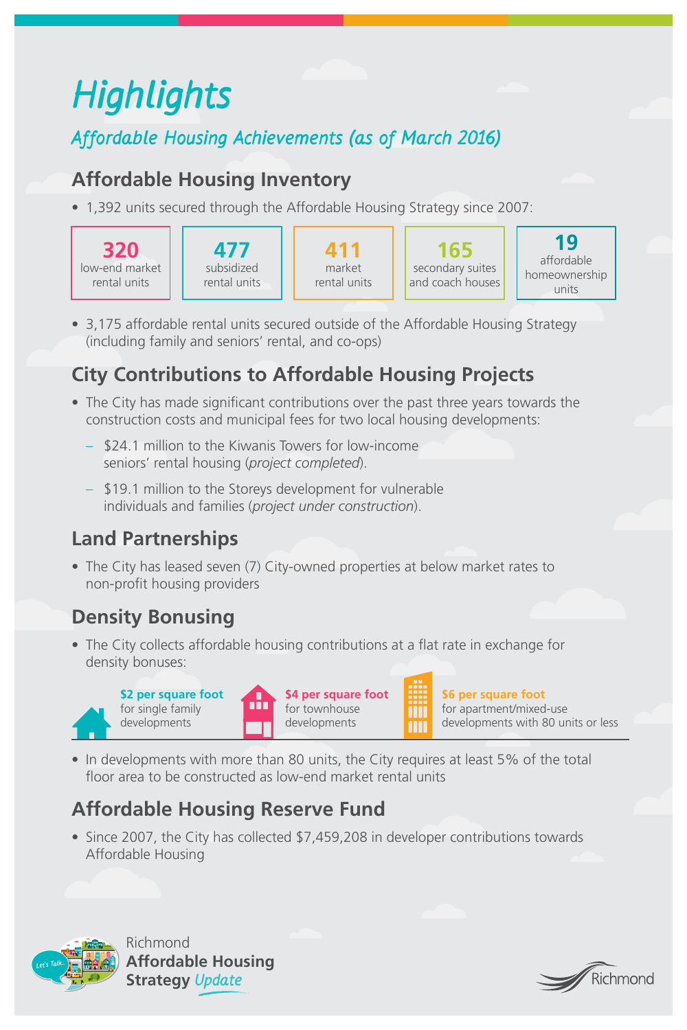# Highlights

## *Affordable Housing Achievements (as of March 2016)*

### Affordable Housing Inventory

- 1,392 units secured through the Affordable Housing Strategy since 2007:

| 320 | 477 | 411 | 165 | 19 |
|---|---|---|---|---|
| low-end market rental units | subsidized rental units | market rental units | secondary suites and coach houses | affordable homeownership units |

- 3,175 affordable rental units secured outside of the Affordable Housing Strategy (including family and seniors' rental, and co-ops)

### City Contributions to Affordable Housing Projects

- The City has made significant contributions over the past three years towards the construction costs and municipal fees for two local housing developments:
  - $24.1 million to the Kiwanis Towers for low-income seniors' rental housing (*project completed*).
  - $19.1 million to the Storeys development for vulnerable individuals and families (*project under construction*).

### Land Partnerships

- The City has leased seven (7) City-owned properties at below market rates to non-profit housing providers

### Density Bonusing

- The City collects affordable housing contributions at a flat rate in exchange for density bonuses:

**$2 per square foot** for single family developments

**$4 per square foot** for townhouse developments

**$6 per square foot** for apartment/mixed-use developments with 80 units or less

- In developments with more than 80 units, the City requires at least 5% of the total floor area to be constructed as low-end market rental units

### Affordable Housing Reserve Fund

- Since 2007, the City has collected $7,459,208 in developer contributions towards Affordable Housing

Richmond **Affordable Housing Strategy** *Update*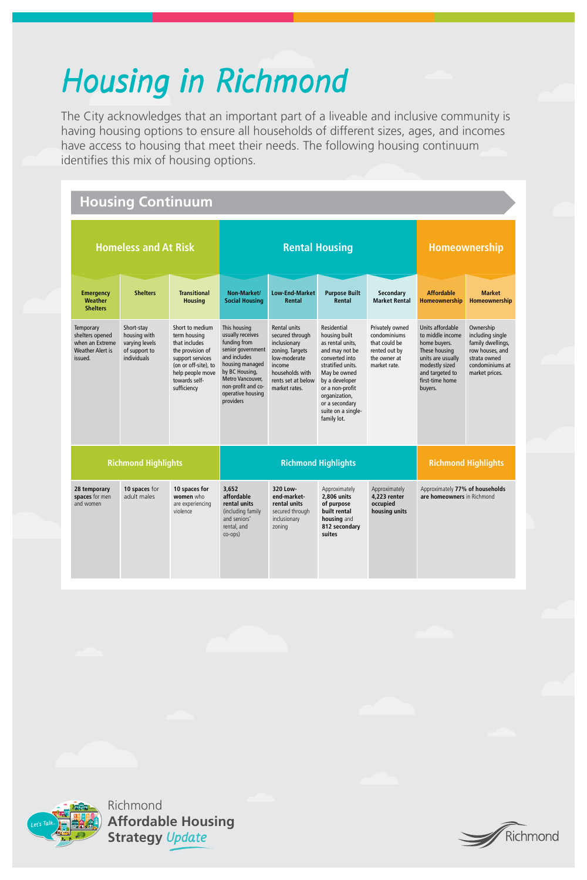# Housing in Richmond

The City acknowledges that an important part of a liveable and inclusive community is having housing options to ensure all households of different sizes, ages, and incomes have access to housing that meet their needs. The following housing continuum identifies this mix of housing options.

## Housing Continuum

| Homeless and At Risk | | | Rental Housing | | | | Homeownership | |
|---|---|---|---|---|---|---|---|---|
| **Emergency Weather Shelters** | **Shelters** | **Transitional Housing** | **Non-Market/ Social Housing** | **Low-End-Market Rental** | **Purpose Built Rental** | **Secondary Market Rental** | **Affordable Homeownership** | **Market Homeownership** |
| Temporary shelters opened when an Extreme Weather Alert is issued. | Short-stay housing with varying levels of support to individuals | Short to medium term housing that includes the provision of support services (on or off-site), to help people move towards self-sufficiency | This housing usually receives funding from senior government and includes housing managed by BC Housing, Metro Vancouver, non-profit and co-operative housing providers | Rental units secured through inclusionary zoning. Targets low-moderate income households with rents set at below market rates. | Residential housing built as rental units, and may not be converted into stratified units. May be owned by a developer or a non-profit organization, or a secondary suite on a single-family lot. | Privately owned condominiums that could be rented out by the owner at market rate. | Units affordable to middle income home buyers. These housing units are usually modestly sized and targeted to first-time home buyers. | Ownership including single family dwellings, row houses, and strata owned condominiums at market prices. |
| **Richmond Highlights** | | | **Richmond Highlights** | | | | **Richmond Highlights** | |
| **28 temporary spaces** for men and women | **10 spaces** for adult males | **10 spaces for women** who are experiencing violence | **3,652 affordable rental units** (including family and seniors' rental, and co-ops) | **320 Low-end-market-rental units** secured through inclusionary zoning | Approximately **2,806 units of purpose built rental housing** and **812 secondary suites** | Approximately **4,223 renter occupied housing units** | Approximately **77% of households are homeowners** in Richmond | |

Richmond **Affordable Housing Strategy** *Update*

Richmond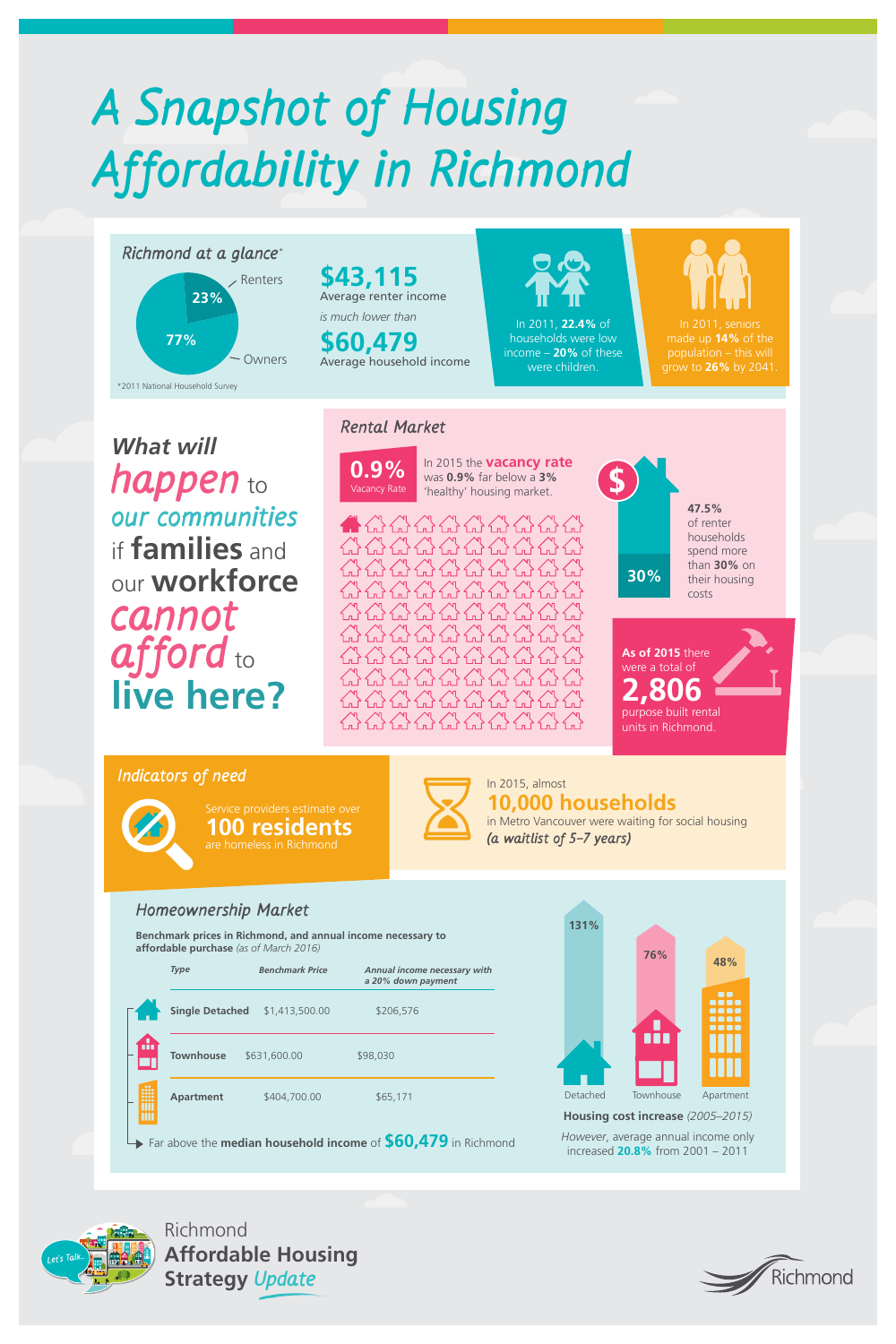# A Snapshot of Housing Affordability in Richmond

## Richmond at a glance*

- Renters: 23%
- Owners: 77%

*2011 National Household Survey

**$43,115** Average renter income

*is much lower than*

**$60,479** Average household income

In 2011, **22.4%** of households were low income – **20%** of these were children.

In 2011, seniors made up **14%** of the population – this will grow to **26%** by 2041.

## What will *happen* to *our communities* if **families** and our **workforce** *cannot afford* to **live here?**

## Rental Market

**0.9%** Vacancy Rate

In 2015 the **vacancy rate** was **0.9%** far below a **3%** 'healthy' housing market.

**47.5%** of renter households spend more than **30%** on their housing costs

As of 2015 there were a total of **2,806** purpose built rental units in Richmond.

## Indicators of need

Service providers estimate over **100 residents** are homeless in Richmond

In 2015, almost **10,000 households** in Metro Vancouver were waiting for social housing *(a waitlist of 5–7 years)*

## Homeownership Market

**Benchmark prices in Richmond, and annual income necessary to affordable purchase** *(as of March 2016)*

| Type | Benchmark Price | Annual income necessary with a 20% down payment |
|---|---|---|
| **Single Detached** | $1,413,500.00 | $206,576 |
| **Townhouse** | $631,600.00 | $98,030 |
| **Apartment** | $404,700.00 | $65,171 |

Far above the **median household income** of **$60,479** in Richmond

**Housing cost increase** *(2005–2015)*

- Detached: 131%
- Townhouse: 76%
- Apartment: 48%

*However,* average annual income only increased **20.8%** from 2001 – 2011

Richmond **Affordable Housing Strategy** *Update*

Richmond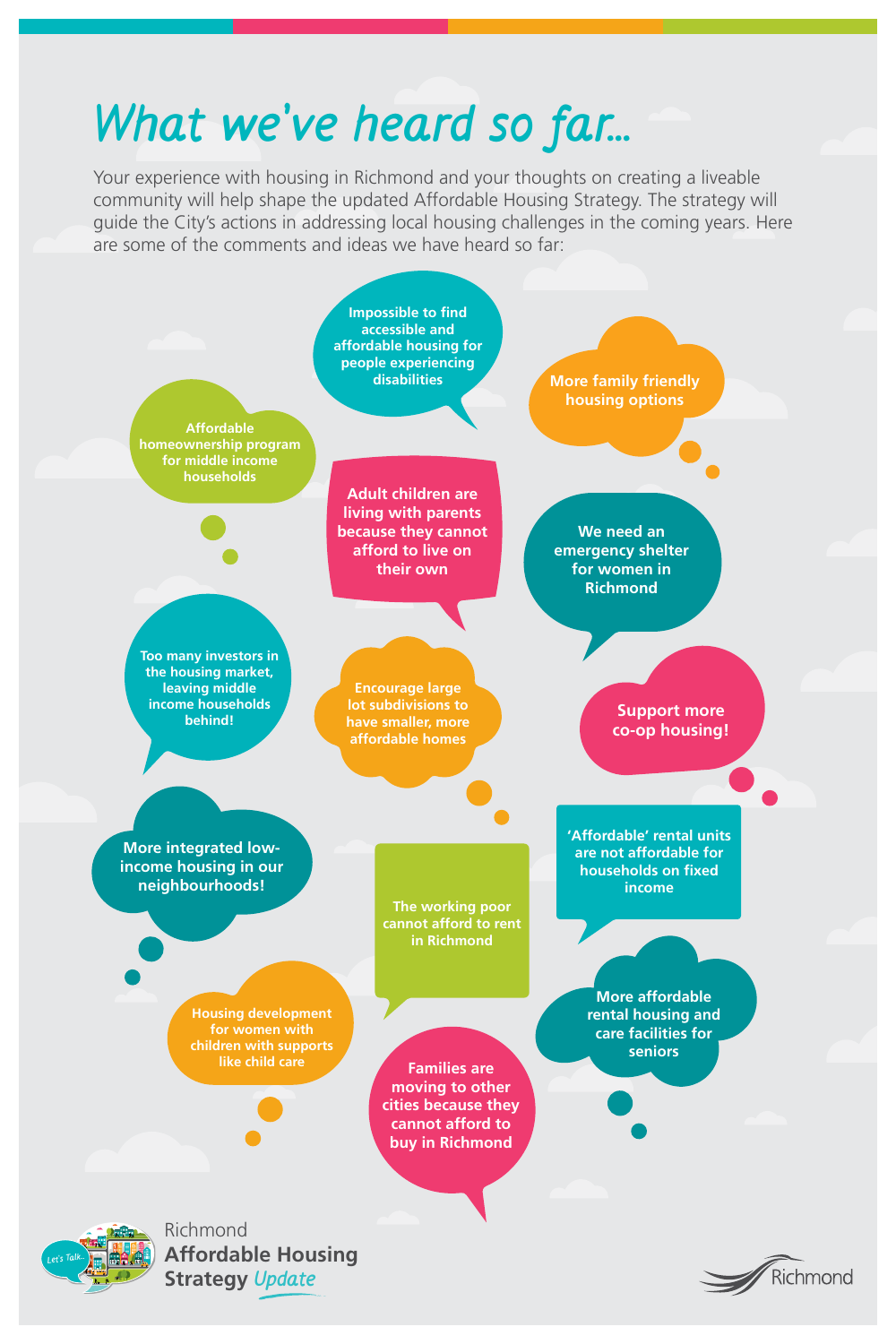# What we've heard so far...

Your experience with housing in Richmond and your thoughts on creating a liveable community will help shape the updated Affordable Housing Strategy. The strategy will guide the City's actions in addressing local housing challenges in the coming years. Here are some of the comments and ideas we have heard so far:

- Impossible to find accessible and affordable housing for people experiencing disabilities
- More family friendly housing options
- Affordable homeownership program for middle income households
- Adult children are living with parents because they cannot afford to live on their own
- We need an emergency shelter for women in Richmond
- Too many investors in the housing market, leaving middle income households behind!
- Encourage large lot subdivisions to have smaller, more affordable homes
- Support more co-op housing!
- More integrated low-income housing in our neighbourhoods!
- The working poor cannot afford to rent in Richmond
- 'Affordable' rental units are not affordable for households on fixed income
- Housing development for women with children with supports like child care
- More affordable rental housing and care facilities for seniors
- Families are moving to other cities because they cannot afford to buy in Richmond

Let's Talk...

Richmond **Affordable Housing Strategy** *Update*

Richmond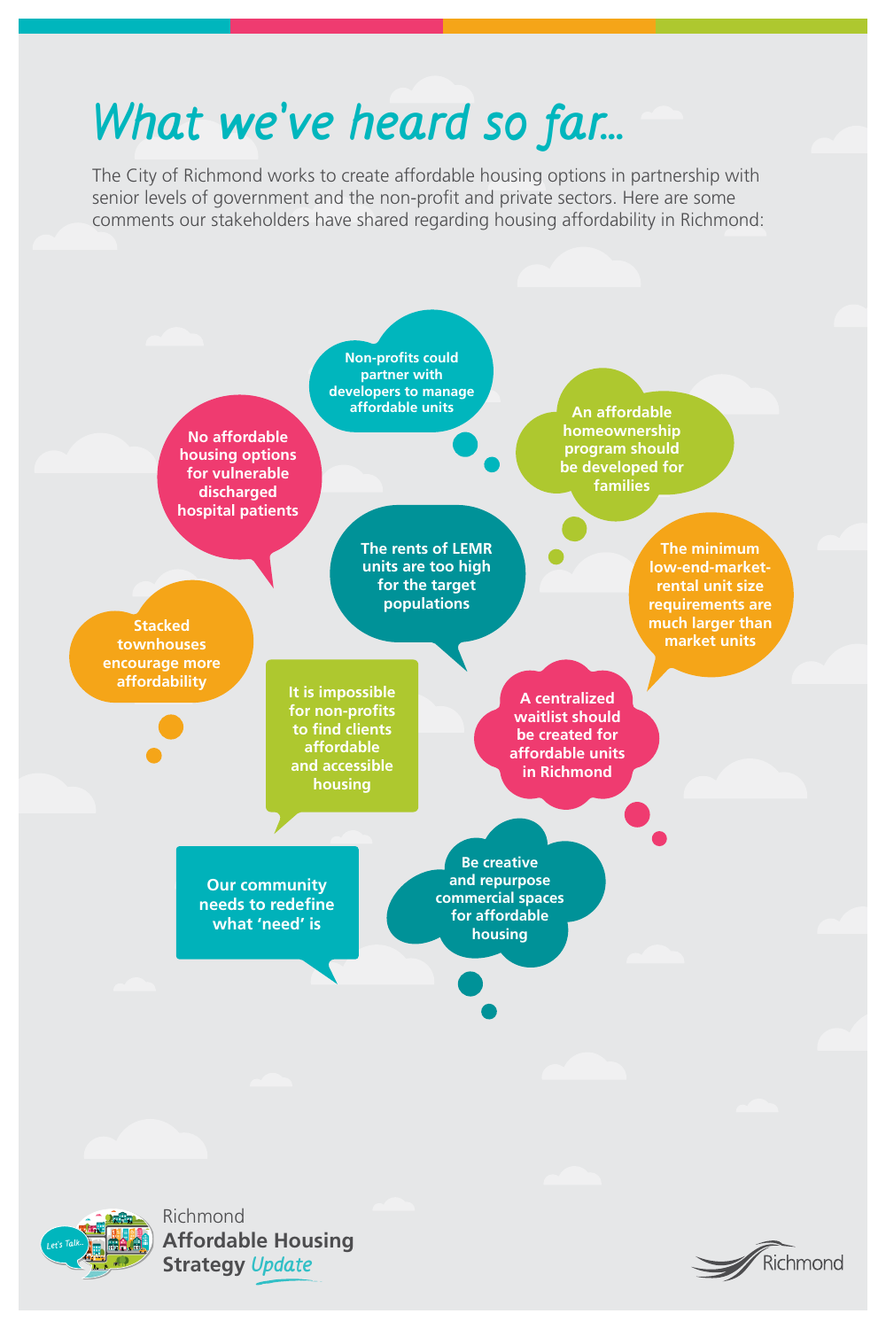# What we've heard so far...

The City of Richmond works to create affordable housing options in partnership with senior levels of government and the non-profit and private sectors. Here are some comments our stakeholders have shared regarding housing affordability in Richmond:

- Non-profits could partner with developers to manage affordable units
- No affordable housing options for vulnerable discharged hospital patients
- An affordable homeownership program should be developed for families
- The rents of LEMR units are too high for the target populations
- The minimum low-end-market-rental unit size requirements are much larger than market units
- Stacked townhouses encourage more affordability
- It is impossible for non-profits to find clients affordable and accessible housing
- A centralized waitlist should be created for affordable units in Richmond
- Our community needs to redefine what 'need' is
- Be creative and repurpose commercial spaces for affordable housing

Richmond **Affordable Housing Strategy** *Update*

Richmond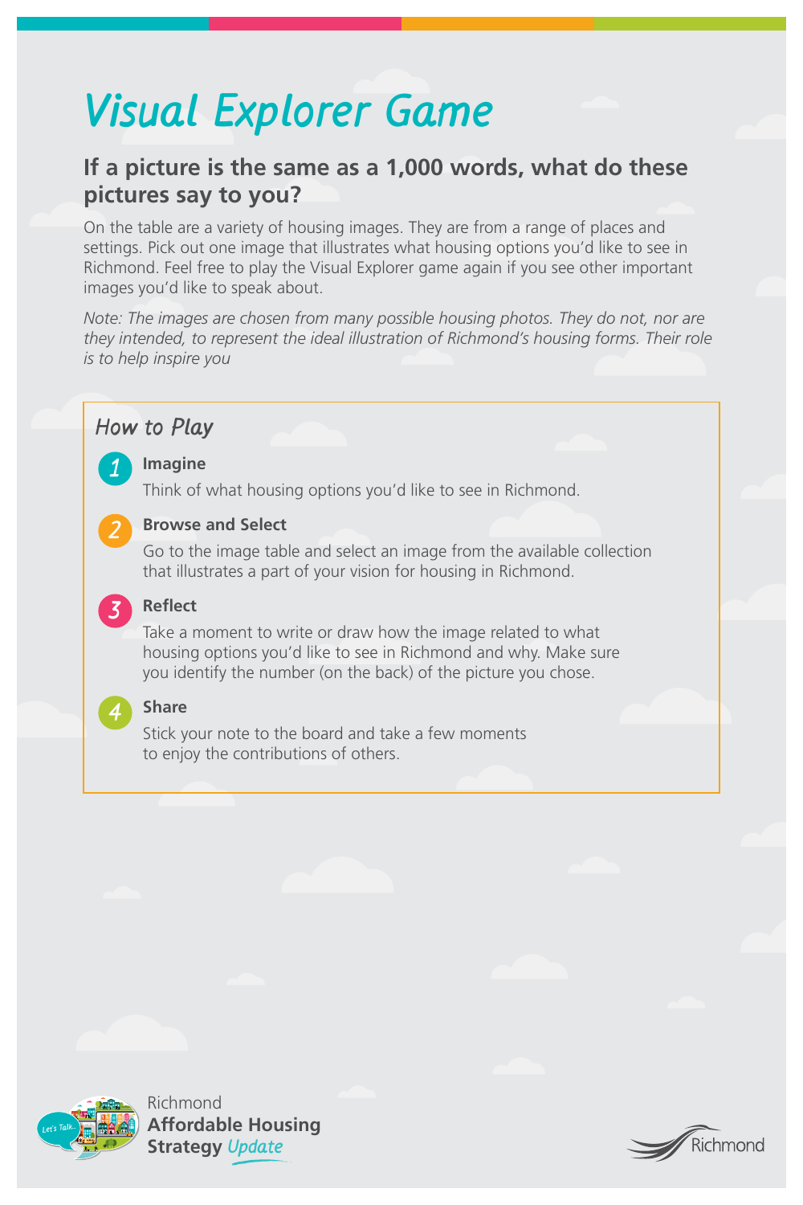# *Visual Explorer Game*

## If a picture is the same as a 1,000 words, what do these pictures say to you?

On the table are a variety of housing images. They are from a range of places and settings. Pick out one image that illustrates what housing options you'd like to see in Richmond. Feel free to play the Visual Explorer game again if you see other important images you'd like to speak about.

*Note: The images are chosen from many possible housing photos. They do not, nor are they intended, to represent the ideal illustration of Richmond's housing forms. Their role is to help inspire you*

### *How to Play*

1. **Imagine**
   Think of what housing options you'd like to see in Richmond.

2. **Browse and Select**
   Go to the image table and select an image from the available collection that illustrates a part of your vision for housing in Richmond.

3. **Reflect**
   Take a moment to write or draw how the image related to what housing options you'd like to see in Richmond and why. Make sure you identify the number (on the back) of the picture you chose.

4. **Share**
   Stick your note to the board and take a few moments to enjoy the contributions of others.

Let's Talk...

Richmond
**Affordable Housing Strategy** *Update*

Richmond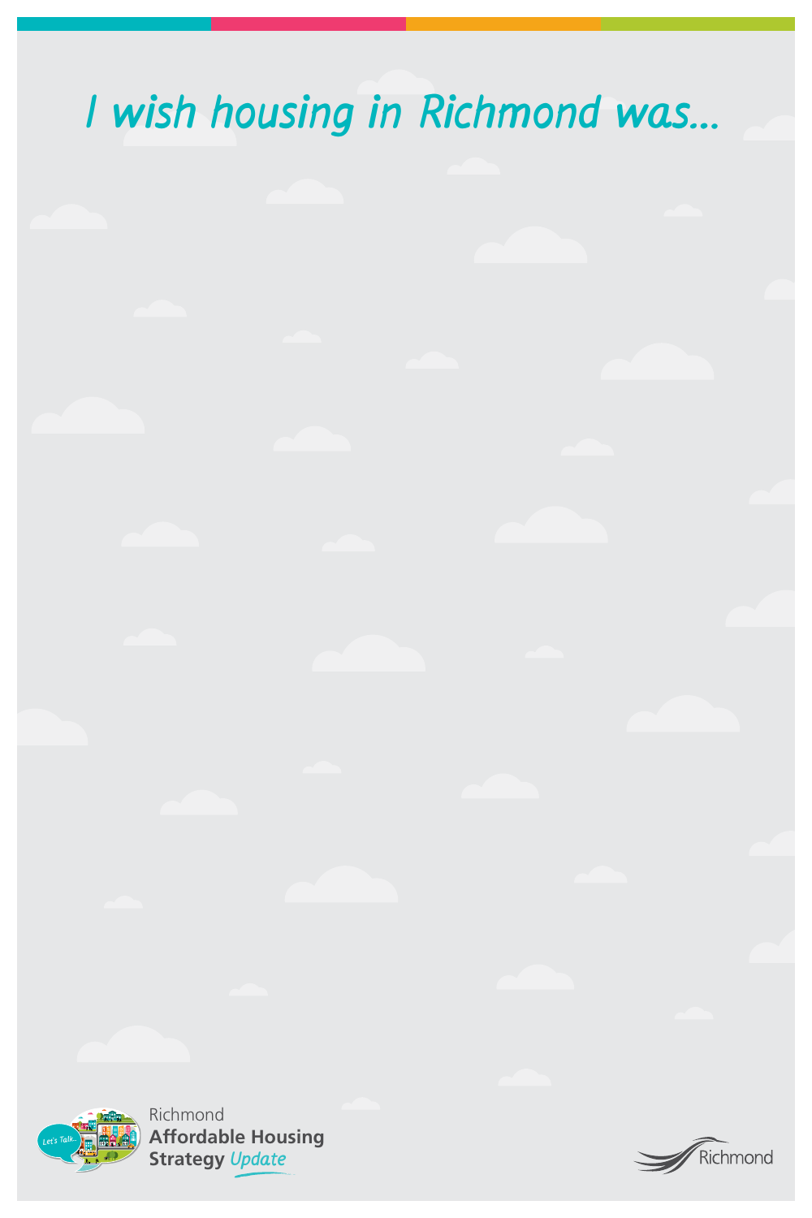# I wish housing in Richmond was...

Richmond
**Affordable Housing Strategy** *Update*

Richmond